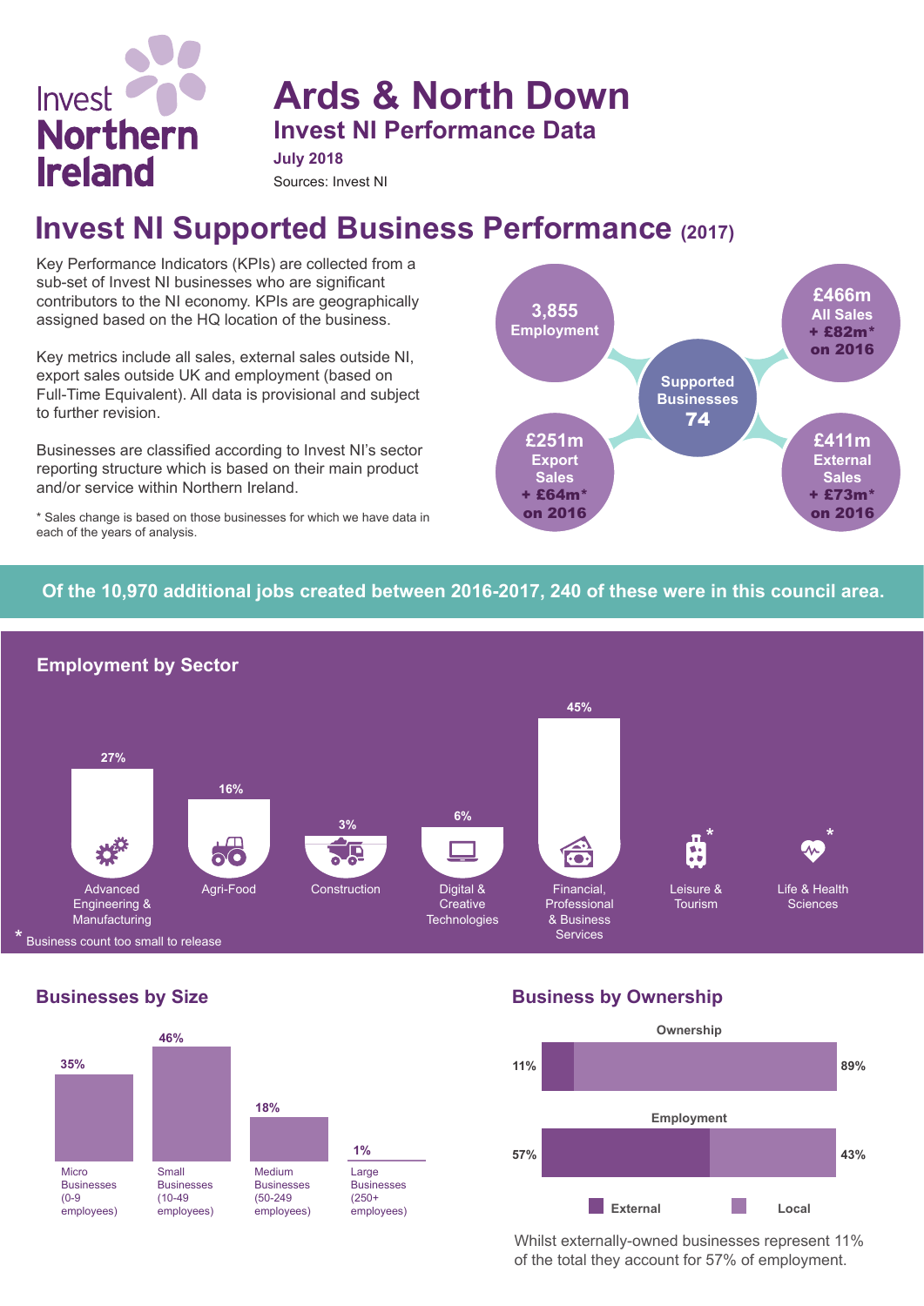Invest Northern Ireland

# Ards & North Down

## Invest NI Performance Data

**July 2018**

Sources: Invest NI

## Invest NI Supported Business Performance (2017)

Key Performance Indicators (KPIs) are collected from a sub-set of Invest NI businesses who are significant contributors to the NI economy. KPIs are geographically assigned based on the HQ location of the business.

Key metrics include all sales, external sales outside NI, export sales outside UK and employment (based on Full-Time Equivalent). All data is provisional and subject to further revision.

Businesses are classified according to Invest NI's sector reporting structure which is based on their main product and/or service within Northern Ireland.

\* Sales change is based on those businesses for which we have data in each of the years of analysis.

- **Supported Businesses 74**
- **3,855 Employment**
- **£466m All Sales + £82m\* on 2016**
- **£251m Export Sales + £64m\* on 2016**
- **£411m External Sales + £73m\* on 2016**

**Of the 10,970 additional jobs created between 2016-2017, 240 of these were in this council area.**

### Employment by Sector

| Sector | Employment |
|---|---|
| Advanced Engineering & Manufacturing | 27% |
| Agri-Food | 16% |
| Construction | 3% |
| Digital & Creative Technologies | 6% |
| Financial, Professional & Business Services | 45% |
| Leisure & Tourism | * |
| Life & Health Sciences | * |

\* Business count too small to release

### Businesses by Size

| Size | Percentage |
|---|---|
| Micro Businesses (0-9 employees) | 35% |
| Small Businesses (10-49 employees) | 46% |
| Medium Businesses (50-249 employees) | 18% |
| Large Businesses (250+ employees) | 1% |

### Business by Ownership

| | External | Local |
|---|---|---|
| Ownership | 11% | 89% |
| Employment | 57% | 43% |

Whilst externally-owned businesses represent 11% of the total they account for 57% of employment.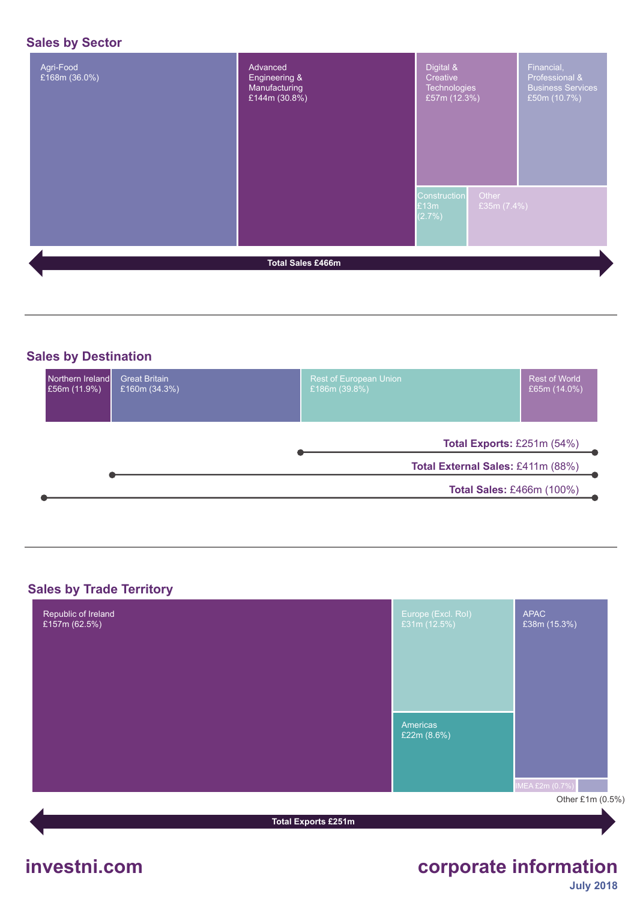## Sales by Sector

Agri-Food
£168m (36.0%)

Advanced Engineering & Manufacturing
£144m (30.8%)

Digital & Creative Technologies
£57m (12.3%)

Financial, Professional & Business Services
£50m (10.7%)

Construction
£13m
(2.7%)

Other
£35m (7.4%)

Total Sales £466m

## Sales by Destination

Northern Ireland
£56m (11.9%)

Great Britain
£160m (34.3%)

Rest of European Union
£186m (39.8%)

Rest of World
£65m (14.0%)

**Total Exports:** £251m (54%)

**Total External Sales:** £411m (88%)

**Total Sales:** £466m (100%)

## Sales by Trade Territory

Republic of Ireland
£157m (62.5%)

Europe (Excl. RoI)
£31m (12.5%)

Americas
£22m (8.6%)

APAC
£38m (15.3%)

IMEA £2m (0.7%)

Other £1m (0.5%)

Total Exports £251m

investni.com

corporate information

July 2018